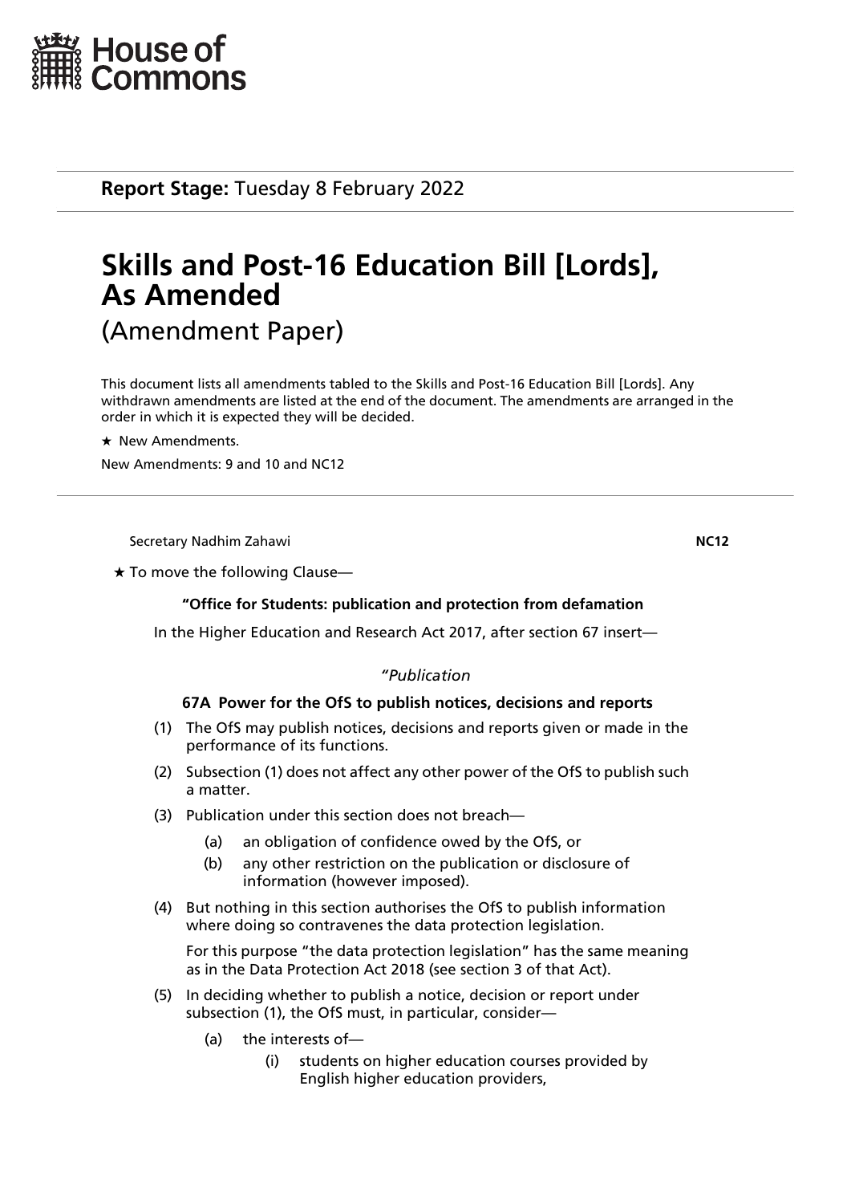House of Commons

**Report Stage:** Tuesday 8 February 2022

# Skills and Post-16 Education Bill [Lords], As Amended

(Amendment Paper)

This document lists all amendments tabled to the Skills and Post-16 Education Bill [Lords]. Any withdrawn amendments are listed at the end of the document. The amendments are arranged in the order in which it is expected they will be decided.

★ New Amendments.

New Amendments: 9 and 10 and NC12

Secretary Nadhim Zahawi **NC12**

★ To move the following Clause—

**"Office for Students: publication and protection from defamation**

In the Higher Education and Research Act 2017, after section 67 insert—

*"Publication*

**67A Power for the OfS to publish notices, decisions and reports**

(1) The OfS may publish notices, decisions and reports given or made in the performance of its functions.

(2) Subsection (1) does not affect any other power of the OfS to publish such a matter.

(3) Publication under this section does not breach—

- (a) an obligation of confidence owed by the OfS, or
- (b) any other restriction on the publication or disclosure of information (however imposed).

(4) But nothing in this section authorises the OfS to publish information where doing so contravenes the data protection legislation.

For this purpose "the data protection legislation" has the same meaning as in the Data Protection Act 2018 (see section 3 of that Act).

(5) In deciding whether to publish a notice, decision or report under subsection (1), the OfS must, in particular, consider—

- (a) the interests of—
  - (i) students on higher education courses provided by English higher education providers,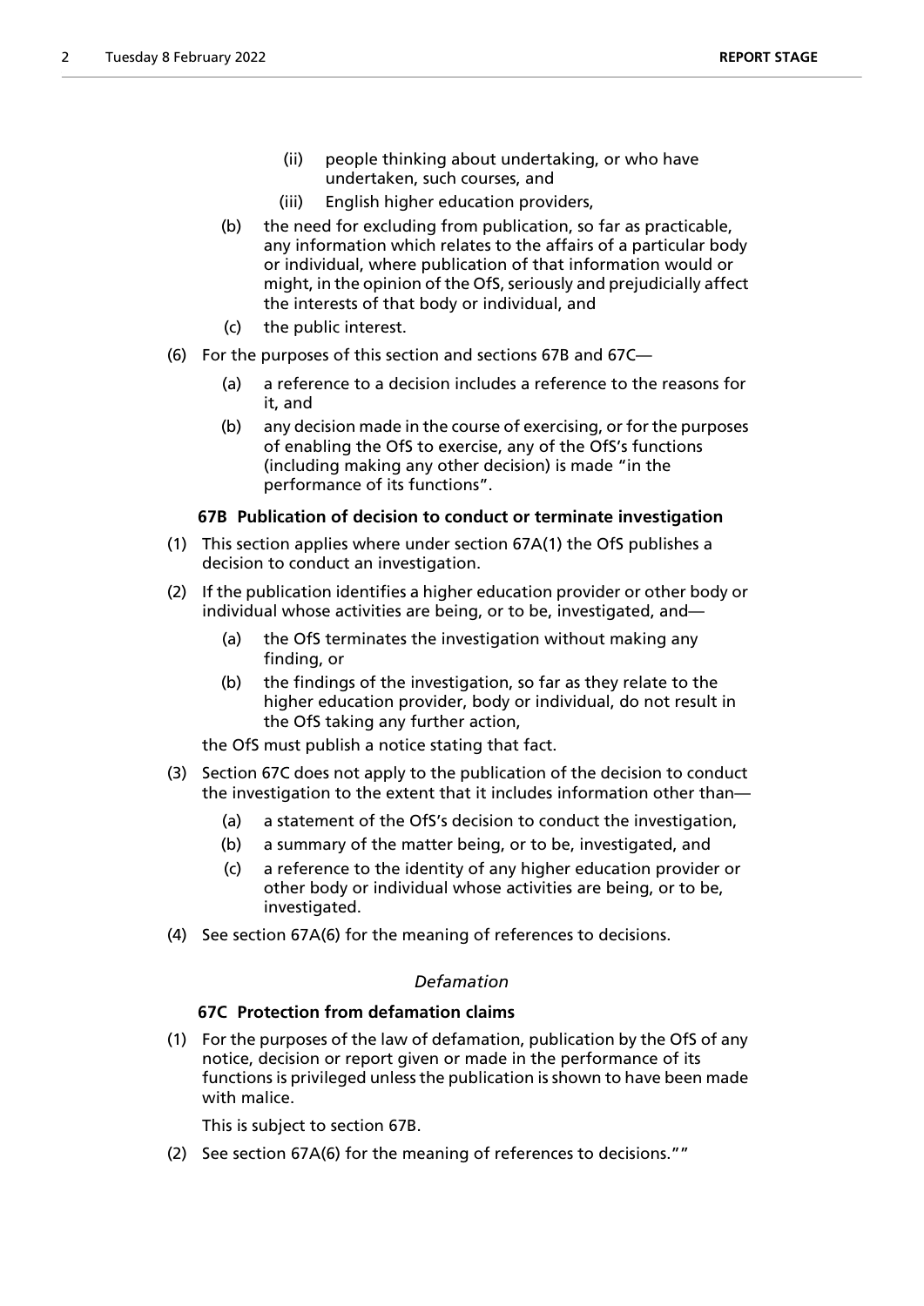(ii) people thinking about undertaking, or who have undertaken, such courses, and

(iii) English higher education providers,

(b) the need for excluding from publication, so far as practicable, any information which relates to the affairs of a particular body or individual, where publication of that information would or might, in the opinion of the OfS, seriously and prejudicially affect the interests of that body or individual, and

(c) the public interest.

(6) For the purposes of this section and sections 67B and 67C—

(a) a reference to a decision includes a reference to the reasons for it, and

(b) any decision made in the course of exercising, or for the purposes of enabling the OfS to exercise, any of the OfS's functions (including making any other decision) is made "in the performance of its functions".

**67B Publication of decision to conduct or terminate investigation**

(1) This section applies where under section 67A(1) the OfS publishes a decision to conduct an investigation.

(2) If the publication identifies a higher education provider or other body or individual whose activities are being, or to be, investigated, and—

(a) the OfS terminates the investigation without making any finding, or

(b) the findings of the investigation, so far as they relate to the higher education provider, body or individual, do not result in the OfS taking any further action,

the OfS must publish a notice stating that fact.

(3) Section 67C does not apply to the publication of the decision to conduct the investigation to the extent that it includes information other than—

(a) a statement of the OfS's decision to conduct the investigation,

(b) a summary of the matter being, or to be, investigated, and

(c) a reference to the identity of any higher education provider or other body or individual whose activities are being, or to be, investigated.

(4) See section 67A(6) for the meaning of references to decisions.

*Defamation*

**67C Protection from defamation claims**

(1) For the purposes of the law of defamation, publication by the OfS of any notice, decision or report given or made in the performance of its functions is privileged unless the publication is shown to have been made with malice.

This is subject to section 67B.

(2) See section 67A(6) for the meaning of references to decisions.""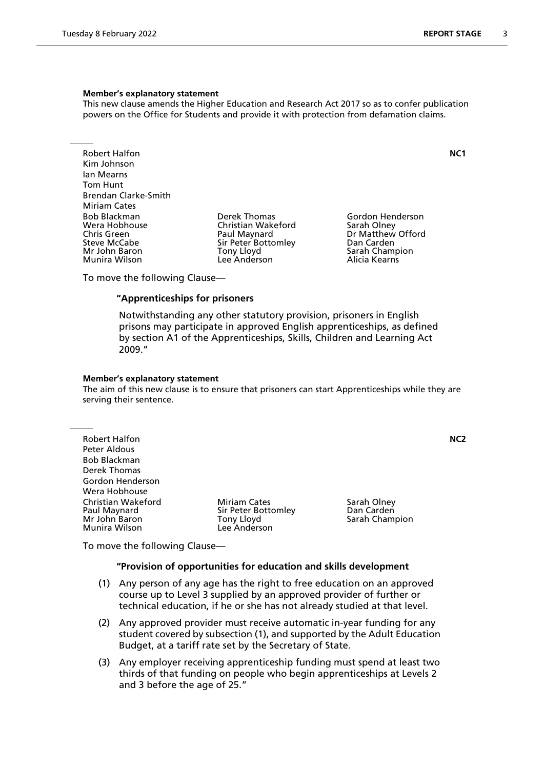**Member's explanatory statement**

This new clause amends the Higher Education and Research Act 2017 so as to confer publication powers on the Office for Students and provide it with protection from defamation claims.

---

Robert Halfon **NC1**
Kim Johnson
Ian Mearns
Tom Hunt
Brendan Clarke-Smith
Miriam Cates
Bob Blackman
Wera Hobhouse
Chris Green
Steve McCabe
Mr John Baron
Munira Wilson
Derek Thomas
Christian Wakeford
Paul Maynard
Sir Peter Bottomley
Tony Lloyd
Lee Anderson
Gordon Henderson
Sarah Olney
Dr Matthew Offord
Dan Carden
Sarah Champion
Alicia Kearns

To move the following Clause—

**"Apprenticeships for prisoners**

Notwithstanding any other statutory provision, prisoners in English prisons may participate in approved English apprenticeships, as defined by section A1 of the Apprenticeships, Skills, Children and Learning Act 2009."

**Member's explanatory statement**

The aim of this new clause is to ensure that prisoners can start Apprenticeships while they are serving their sentence.

---

Robert Halfon **NC2**
Peter Aldous
Bob Blackman
Derek Thomas
Gordon Henderson
Wera Hobhouse
Christian Wakeford
Paul Maynard
Mr John Baron
Munira Wilson
Miriam Cates
Sir Peter Bottomley
Tony Lloyd
Lee Anderson
Sarah Olney
Dan Carden
Sarah Champion

To move the following Clause—

**"Provision of opportunities for education and skills development**

(1) Any person of any age has the right to free education on an approved course up to Level 3 supplied by an approved provider of further or technical education, if he or she has not already studied at that level.

(2) Any approved provider must receive automatic in-year funding for any student covered by subsection (1), and supported by the Adult Education Budget, at a tariff rate set by the Secretary of State.

(3) Any employer receiving apprenticeship funding must spend at least two thirds of that funding on people who begin apprenticeships at Levels 2 and 3 before the age of 25."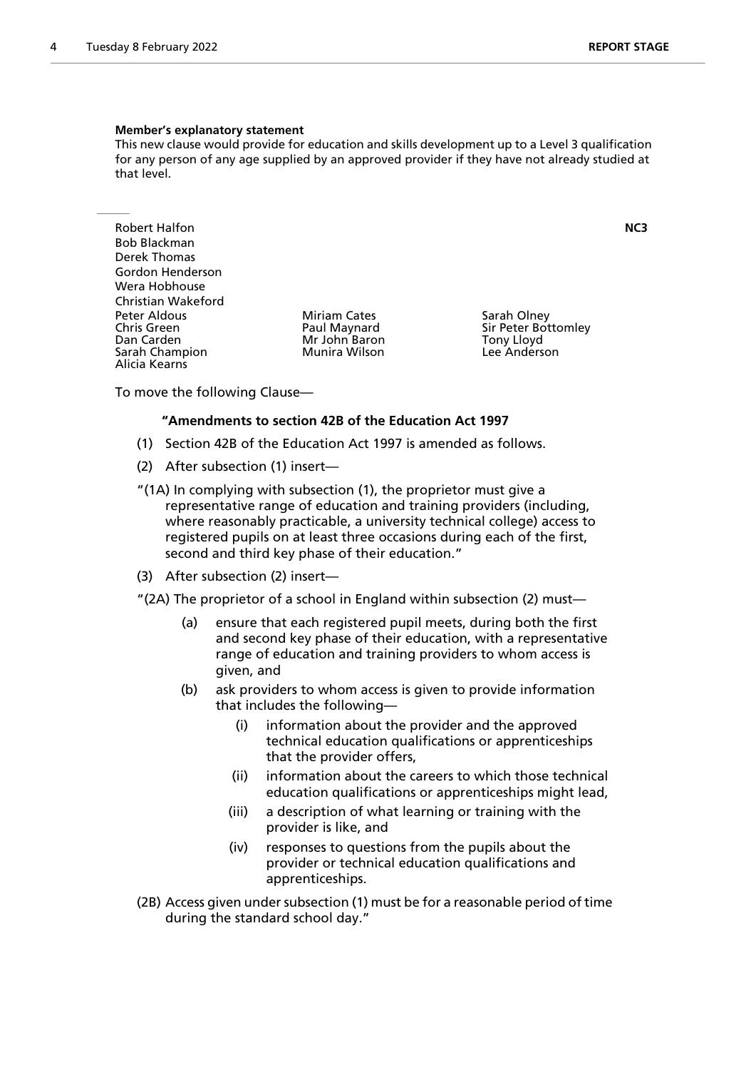**Member's explanatory statement**

This new clause would provide for education and skills development up to a Level 3 qualification for any person of any age supplied by an approved provider if they have not already studied at that level.

---

**NC3**

Robert Halfon
Bob Blackman
Derek Thomas
Gordon Henderson
Wera Hobhouse
Christian Wakeford
Peter Aldous
Chris Green
Dan Carden
Sarah Champion
Alicia Kearns
Miriam Cates
Paul Maynard
Mr John Baron
Munira Wilson
Sarah Olney
Sir Peter Bottomley
Tony Lloyd
Lee Anderson

To move the following Clause—

**"Amendments to section 42B of the Education Act 1997**

(1) Section 42B of the Education Act 1997 is amended as follows.

(2) After subsection (1) insert—

"(1A) In complying with subsection (1), the proprietor must give a representative range of education and training providers (including, where reasonably practicable, a university technical college) access to registered pupils on at least three occasions during each of the first, second and third key phase of their education."

(3) After subsection (2) insert—

"(2A) The proprietor of a school in England within subsection (2) must—

- (a) ensure that each registered pupil meets, during both the first and second key phase of their education, with a representative range of education and training providers to whom access is given, and
- (b) ask providers to whom access is given to provide information that includes the following—
  - (i) information about the provider and the approved technical education qualifications or apprenticeships that the provider offers,
  - (ii) information about the careers to which those technical education qualifications or apprenticeships might lead,
  - (iii) a description of what learning or training with the provider is like, and
  - (iv) responses to questions from the pupils about the provider or technical education qualifications and apprenticeships.

(2B) Access given under subsection (1) must be for a reasonable period of time during the standard school day."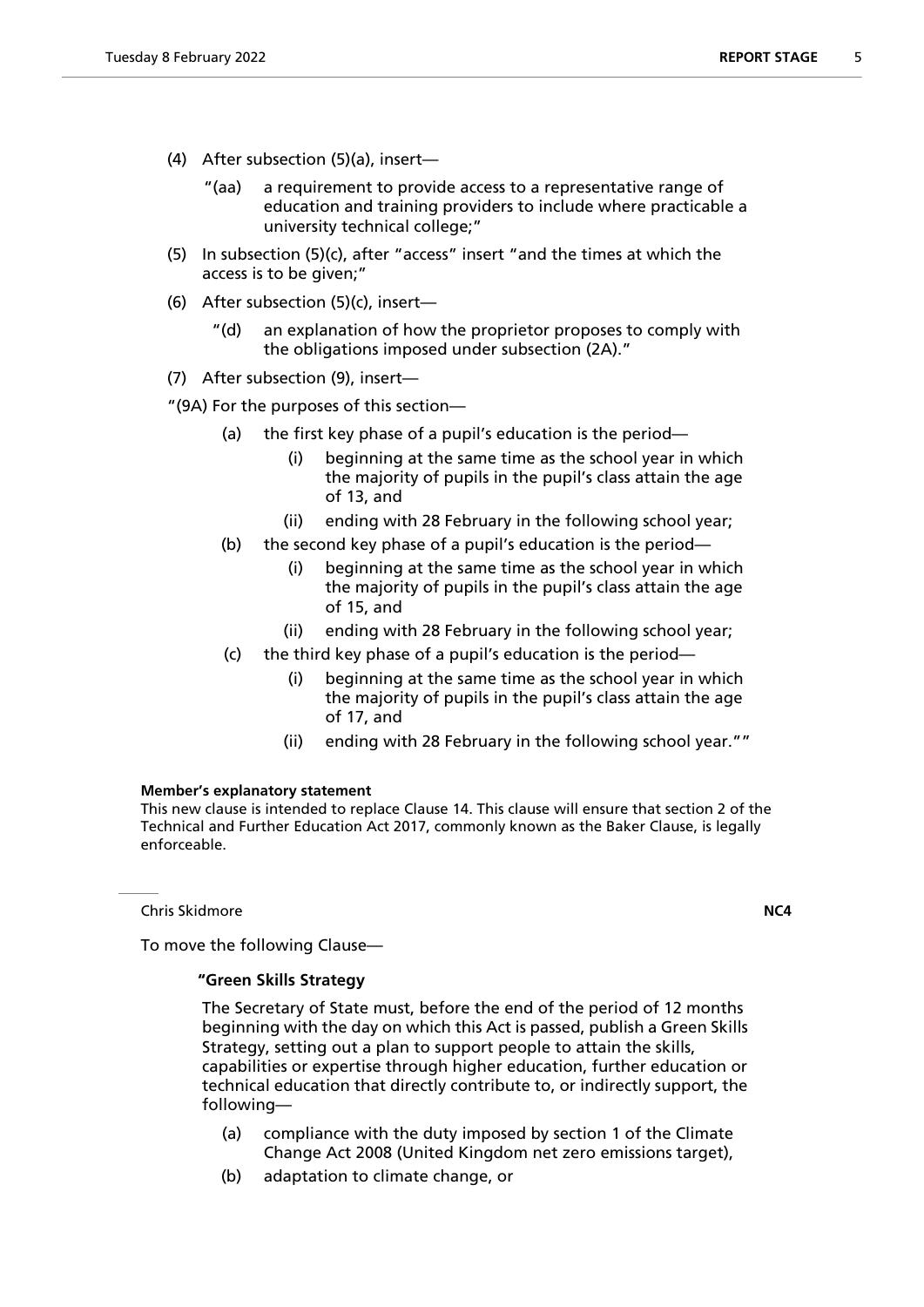(4) After subsection (5)(a), insert—

"(aa) a requirement to provide access to a representative range of education and training providers to include where practicable a university technical college;"

(5) In subsection (5)(c), after "access" insert "and the times at which the access is to be given;"

(6) After subsection (5)(c), insert—

"(d) an explanation of how the proprietor proposes to comply with the obligations imposed under subsection (2A)."

(7) After subsection (9), insert—

"(9A) For the purposes of this section—

(a) the first key phase of a pupil's education is the period—

(i) beginning at the same time as the school year in which the majority of pupils in the pupil's class attain the age of 13, and

(ii) ending with 28 February in the following school year;

(b) the second key phase of a pupil's education is the period—

(i) beginning at the same time as the school year in which the majority of pupils in the pupil's class attain the age of 15, and

(ii) ending with 28 February in the following school year;

(c) the third key phase of a pupil's education is the period—

(i) beginning at the same time as the school year in which the majority of pupils in the pupil's class attain the age of 17, and

(ii) ending with 28 February in the following school year.""

**Member's explanatory statement**

This new clause is intended to replace Clause 14. This clause will ensure that section 2 of the Technical and Further Education Act 2017, commonly known as the Baker Clause, is legally enforceable.

---

Chris Skidmore **NC4**

To move the following Clause—

**"Green Skills Strategy**

The Secretary of State must, before the end of the period of 12 months beginning with the day on which this Act is passed, publish a Green Skills Strategy, setting out a plan to support people to attain the skills, capabilities or expertise through higher education, further education or technical education that directly contribute to, or indirectly support, the following—

(a) compliance with the duty imposed by section 1 of the Climate Change Act 2008 (United Kingdom net zero emissions target),

(b) adaptation to climate change, or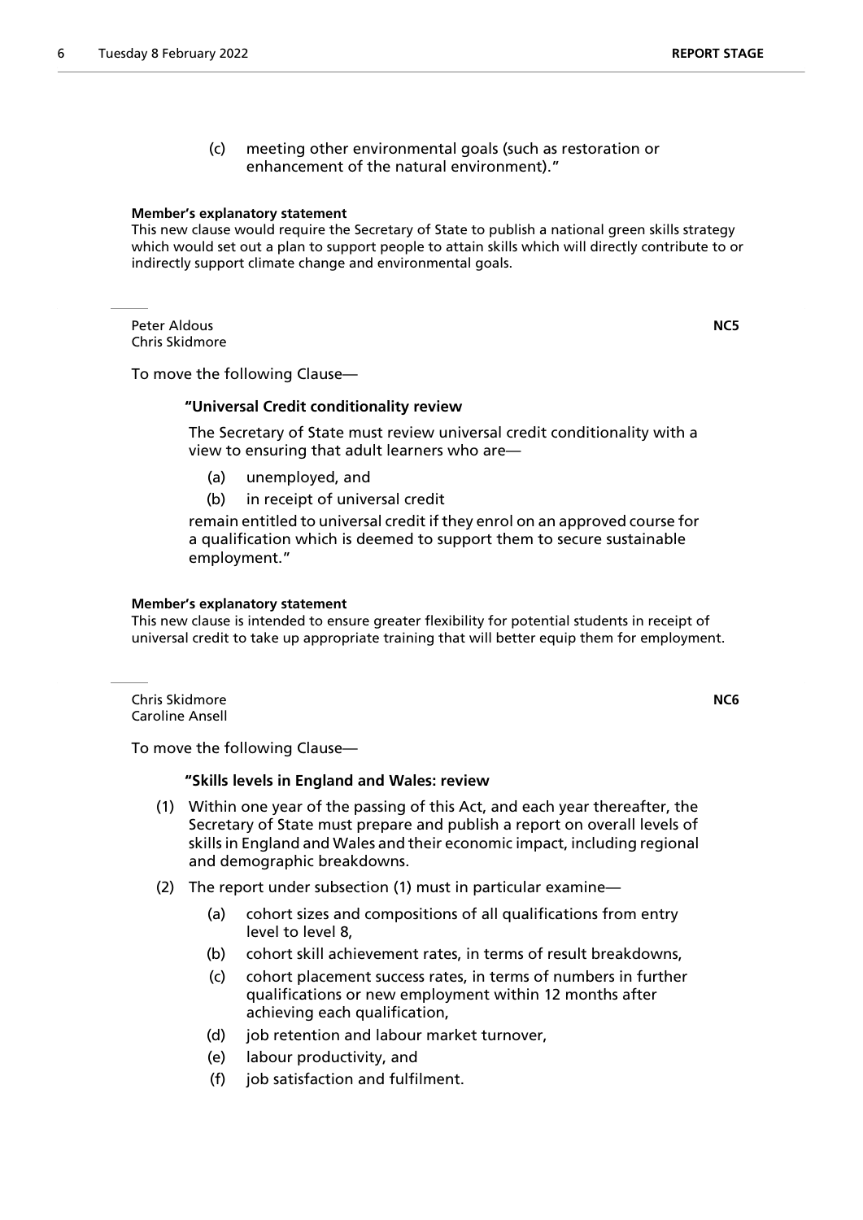(c) meeting other environmental goals (such as restoration or enhancement of the natural environment)."

**Member's explanatory statement**

This new clause would require the Secretary of State to publish a national green skills strategy which would set out a plan to support people to attain skills which will directly contribute to or indirectly support climate change and environmental goals.

---

Peter Aldous
Chris Skidmore

**NC5**

To move the following Clause—

**"Universal Credit conditionality review**

The Secretary of State must review universal credit conditionality with a view to ensuring that adult learners who are—

(a) unemployed, and

(b) in receipt of universal credit

remain entitled to universal credit if they enrol on an approved course for a qualification which is deemed to support them to secure sustainable employment."

**Member's explanatory statement**

This new clause is intended to ensure greater flexibility for potential students in receipt of universal credit to take up appropriate training that will better equip them for employment.

---

Chris Skidmore
Caroline Ansell

**NC6**

To move the following Clause—

**"Skills levels in England and Wales: review**

(1) Within one year of the passing of this Act, and each year thereafter, the Secretary of State must prepare and publish a report on overall levels of skills in England and Wales and their economic impact, including regional and demographic breakdowns.

(2) The report under subsection (1) must in particular examine—

(a) cohort sizes and compositions of all qualifications from entry level to level 8,

(b) cohort skill achievement rates, in terms of result breakdowns,

(c) cohort placement success rates, in terms of numbers in further qualifications or new employment within 12 months after achieving each qualification,

(d) job retention and labour market turnover,

(e) labour productivity, and

(f) job satisfaction and fulfilment.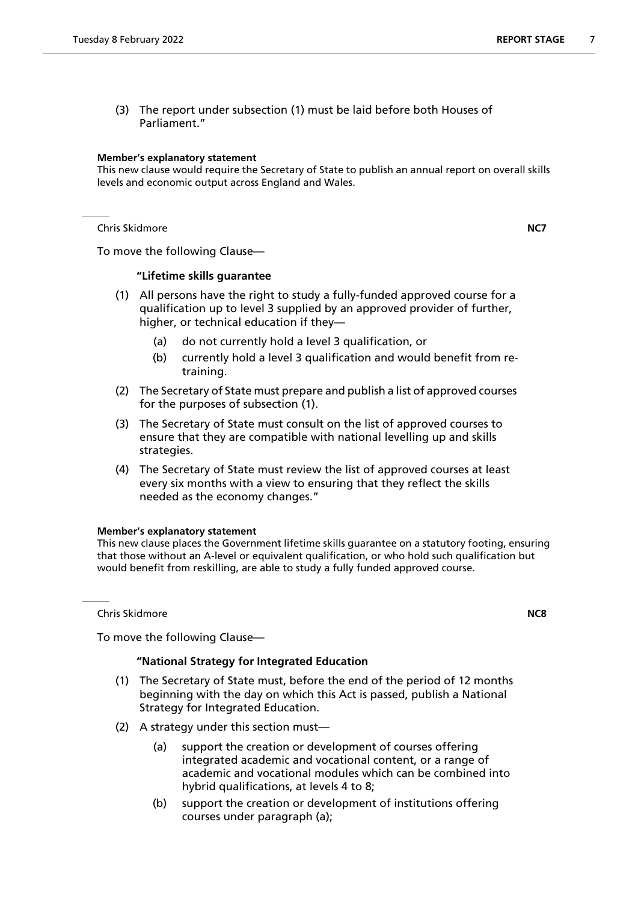(3) The report under subsection (1) must be laid before both Houses of Parliament.”

**Member’s explanatory statement**

This new clause would require the Secretary of State to publish an annual report on overall skills levels and economic output across England and Wales.

Chris Skidmore **NC7**

To move the following Clause—

**“Lifetime skills guarantee**

(1) All persons have the right to study a fully-funded approved course for a qualification up to level 3 supplied by an approved provider of further, higher, or technical education if they—

(a) do not currently hold a level 3 qualification, or

(b) currently hold a level 3 qualification and would benefit from re-training.

(2) The Secretary of State must prepare and publish a list of approved courses for the purposes of subsection (1).

(3) The Secretary of State must consult on the list of approved courses to ensure that they are compatible with national levelling up and skills strategies.

(4) The Secretary of State must review the list of approved courses at least every six months with a view to ensuring that they reflect the skills needed as the economy changes.”

**Member’s explanatory statement**

This new clause places the Government lifetime skills guarantee on a statutory footing, ensuring that those without an A-level or equivalent qualification, or who hold such qualification but would benefit from reskilling, are able to study a fully funded approved course.

Chris Skidmore **NC8**

To move the following Clause—

**“National Strategy for Integrated Education**

(1) The Secretary of State must, before the end of the period of 12 months beginning with the day on which this Act is passed, publish a National Strategy for Integrated Education.

(2) A strategy under this section must—

(a) support the creation or development of courses offering integrated academic and vocational content, or a range of academic and vocational modules which can be combined into hybrid qualifications, at levels 4 to 8;

(b) support the creation or development of institutions offering courses under paragraph (a);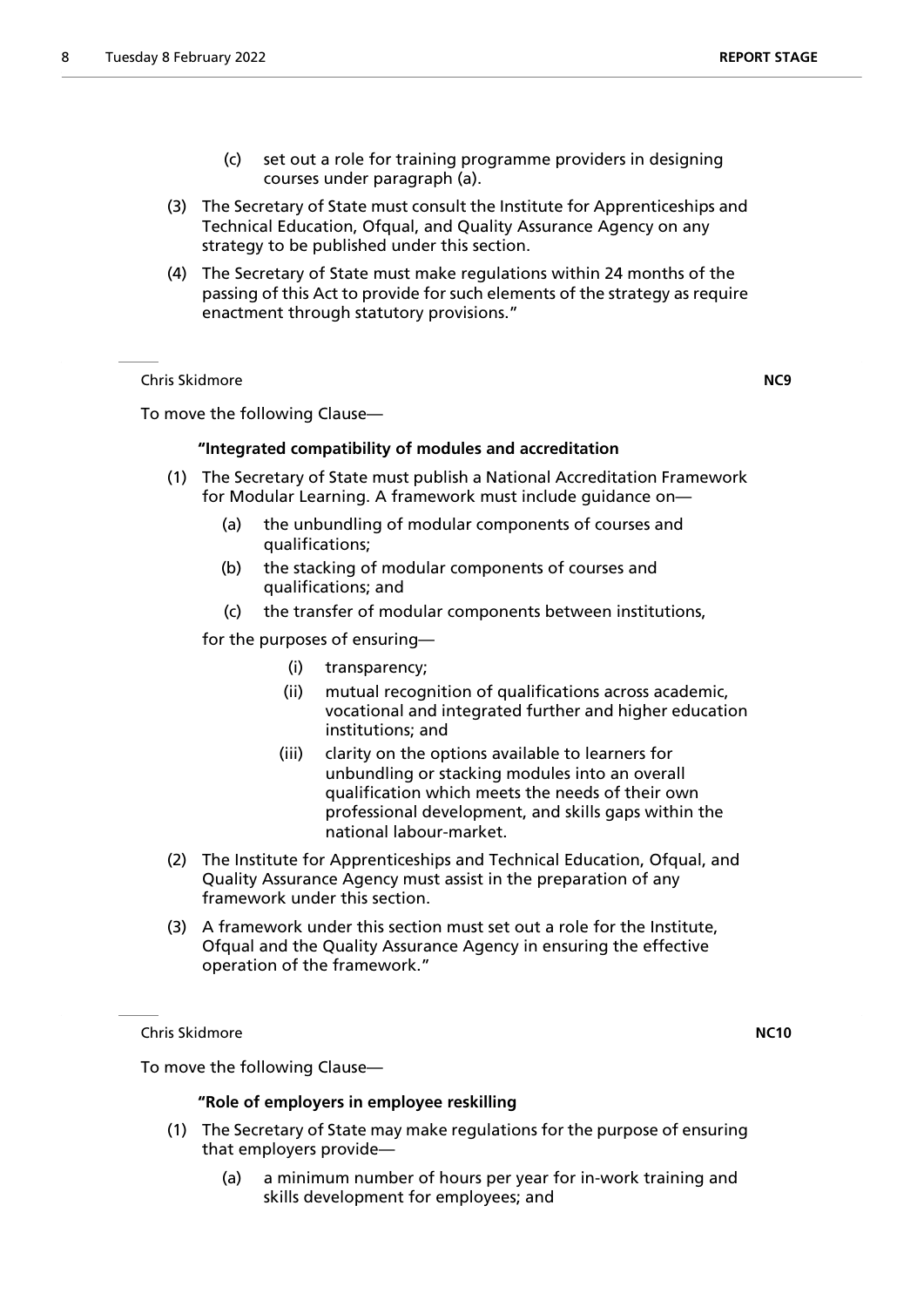(c) set out a role for training programme providers in designing courses under paragraph (a).

(3) The Secretary of State must consult the Institute for Apprenticeships and Technical Education, Ofqual, and Quality Assurance Agency on any strategy to be published under this section.

(4) The Secretary of State must make regulations within 24 months of the passing of this Act to provide for such elements of the strategy as require enactment through statutory provisions."

---

Chris Skidmore **NC9**

To move the following Clause—

**"Integrated compatibility of modules and accreditation**

(1) The Secretary of State must publish a National Accreditation Framework for Modular Learning. A framework must include guidance on—

(a) the unbundling of modular components of courses and qualifications;

(b) the stacking of modular components of courses and qualifications; and

(c) the transfer of modular components between institutions,

for the purposes of ensuring—

(i) transparency;

(ii) mutual recognition of qualifications across academic, vocational and integrated further and higher education institutions; and

(iii) clarity on the options available to learners for unbundling or stacking modules into an overall qualification which meets the needs of their own professional development, and skills gaps within the national labour-market.

(2) The Institute for Apprenticeships and Technical Education, Ofqual, and Quality Assurance Agency must assist in the preparation of any framework under this section.

(3) A framework under this section must set out a role for the Institute, Ofqual and the Quality Assurance Agency in ensuring the effective operation of the framework."

---

Chris Skidmore **NC10**

To move the following Clause—

**"Role of employers in employee reskilling**

(1) The Secretary of State may make regulations for the purpose of ensuring that employers provide—

(a) a minimum number of hours per year for in-work training and skills development for employees; and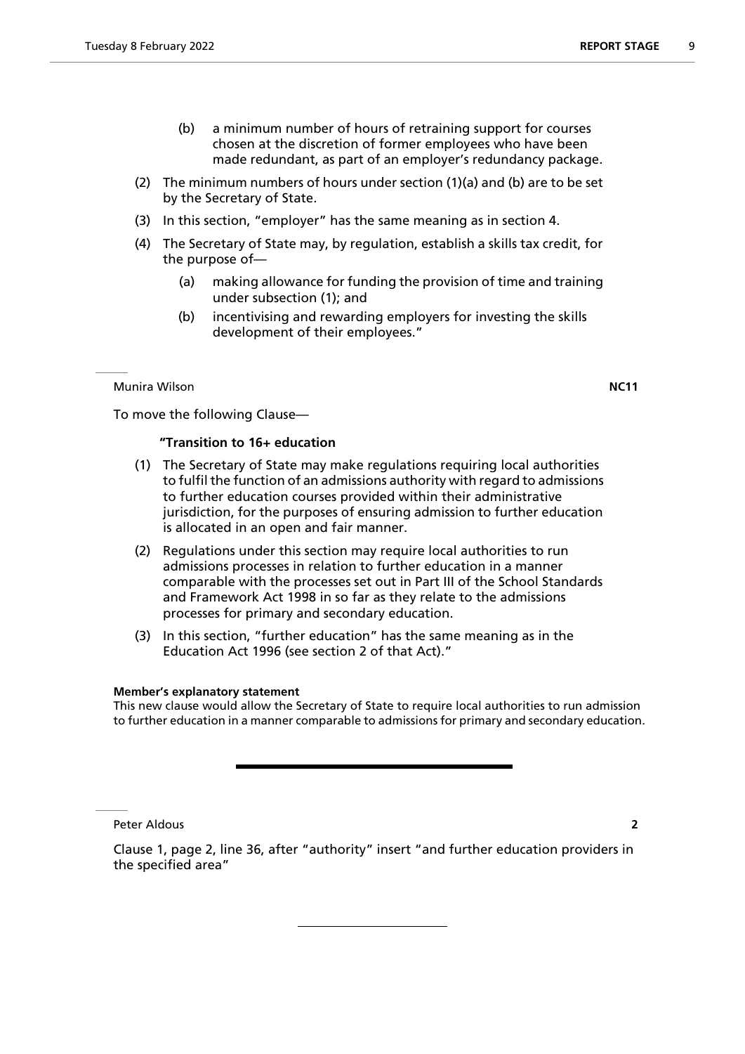(b) a minimum number of hours of retraining support for courses chosen at the discretion of former employees who have been made redundant, as part of an employer's redundancy package.

(2) The minimum numbers of hours under section (1)(a) and (b) are to be set by the Secretary of State.

(3) In this section, "employer" has the same meaning as in section 4.

(4) The Secretary of State may, by regulation, establish a skills tax credit, for the purpose of—

(a) making allowance for funding the provision of time and training under subsection (1); and

(b) incentivising and rewarding employers for investing the skills development of their employees."

---

Munira Wilson **NC11**

To move the following Clause—

**"Transition to 16+ education**

(1) The Secretary of State may make regulations requiring local authorities to fulfil the function of an admissions authority with regard to admissions to further education courses provided within their administrative jurisdiction, for the purposes of ensuring admission to further education is allocated in an open and fair manner.

(2) Regulations under this section may require local authorities to run admissions processes in relation to further education in a manner comparable with the processes set out in Part III of the School Standards and Framework Act 1998 in so far as they relate to the admissions processes for primary and secondary education.

(3) In this section, "further education" has the same meaning as in the Education Act 1996 (see section 2 of that Act)."

**Member's explanatory statement**
This new clause would allow the Secretary of State to require local authorities to run admission to further education in a manner comparable to admissions for primary and secondary education.

---

Peter Aldous **2**

Clause 1, page 2, line 36, after "authority" insert "and further education providers in the specified area"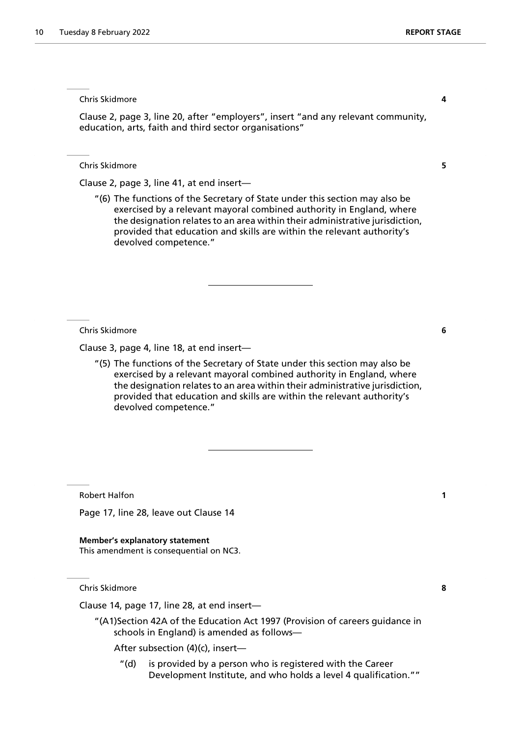Chris Skidmore **4**

Clause 2, page 3, line 20, after "employers", insert "and any relevant community, education, arts, faith and third sector organisations"

Chris Skidmore **5**

Clause 2, page 3, line 41, at end insert—

> "(6) The functions of the Secretary of State under this section may also be exercised by a relevant mayoral combined authority in England, where the designation relates to an area within their administrative jurisdiction, provided that education and skills are within the relevant authority's devolved competence."

---

Chris Skidmore **6**

Clause 3, page 4, line 18, at end insert—

> "(5) The functions of the Secretary of State under this section may also be exercised by a relevant mayoral combined authority in England, where the designation relates to an area within their administrative jurisdiction, provided that education and skills are within the relevant authority's devolved competence."

---

Robert Halfon **1**

Page 17, line 28, leave out Clause 14

**Member's explanatory statement**
This amendment is consequential on NC3.

Chris Skidmore **8**

Clause 14, page 17, line 28, at end insert—

> "(A1)Section 42A of the Education Act 1997 (Provision of careers guidance in schools in England) is amended as follows—
>
> After subsection (4)(c), insert—
>
> > "(d) is provided by a person who is registered with the Career Development Institute, and who holds a level 4 qualification.""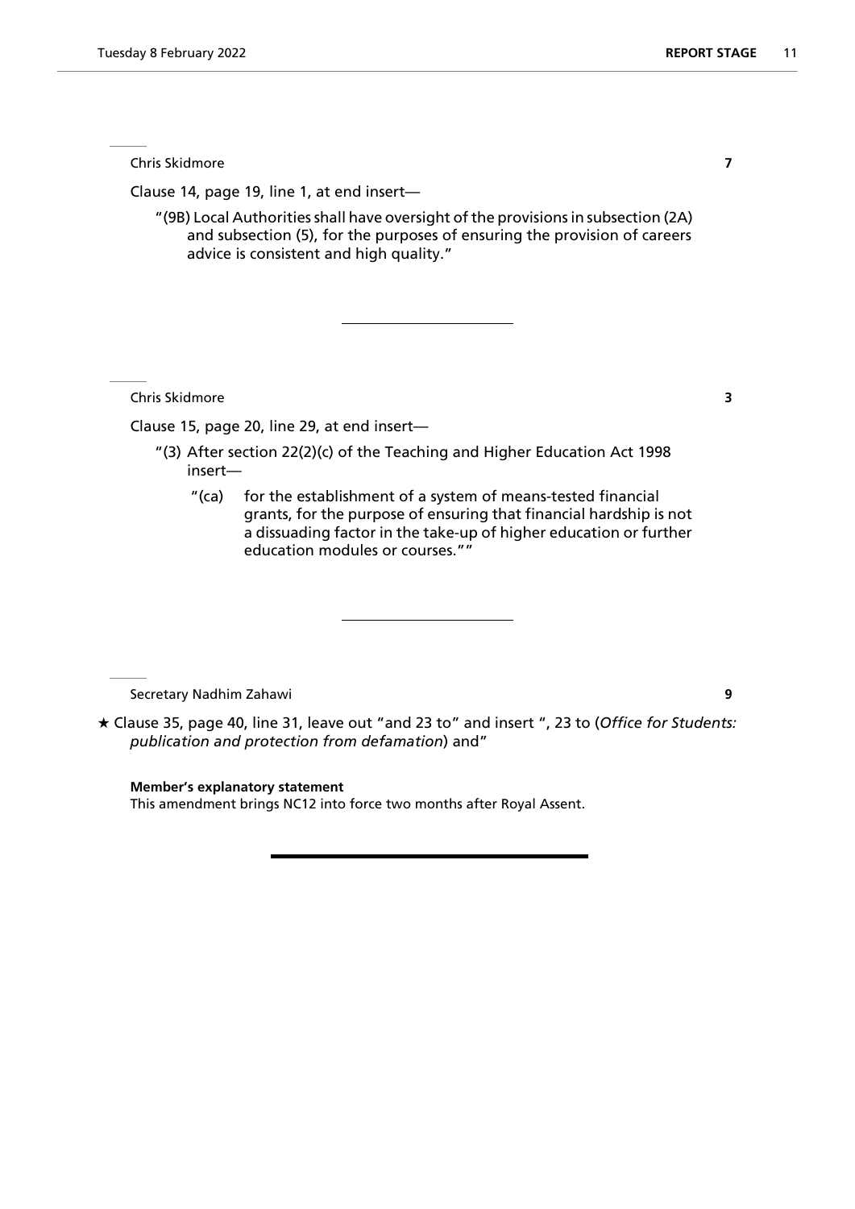Chris Skidmore **7**

Clause 14, page 19, line 1, at end insert—

"(9B) Local Authorities shall have oversight of the provisions in subsection (2A) and subsection (5), for the purposes of ensuring the provision of careers advice is consistent and high quality."

---

Chris Skidmore **3**

Clause 15, page 20, line 29, at end insert—

"(3) After section 22(2)(c) of the Teaching and Higher Education Act 1998 insert—

"(ca) for the establishment of a system of means-tested financial grants, for the purpose of ensuring that financial hardship is not a dissuading factor in the take-up of higher education or further education modules or courses.""

---

Secretary Nadhim Zahawi **9**

★ Clause 35, page 40, line 31, leave out "and 23 to" and insert ", 23 to (*Office for Students: publication and protection from defamation*) and"

**Member's explanatory statement**

This amendment brings NC12 into force two months after Royal Assent.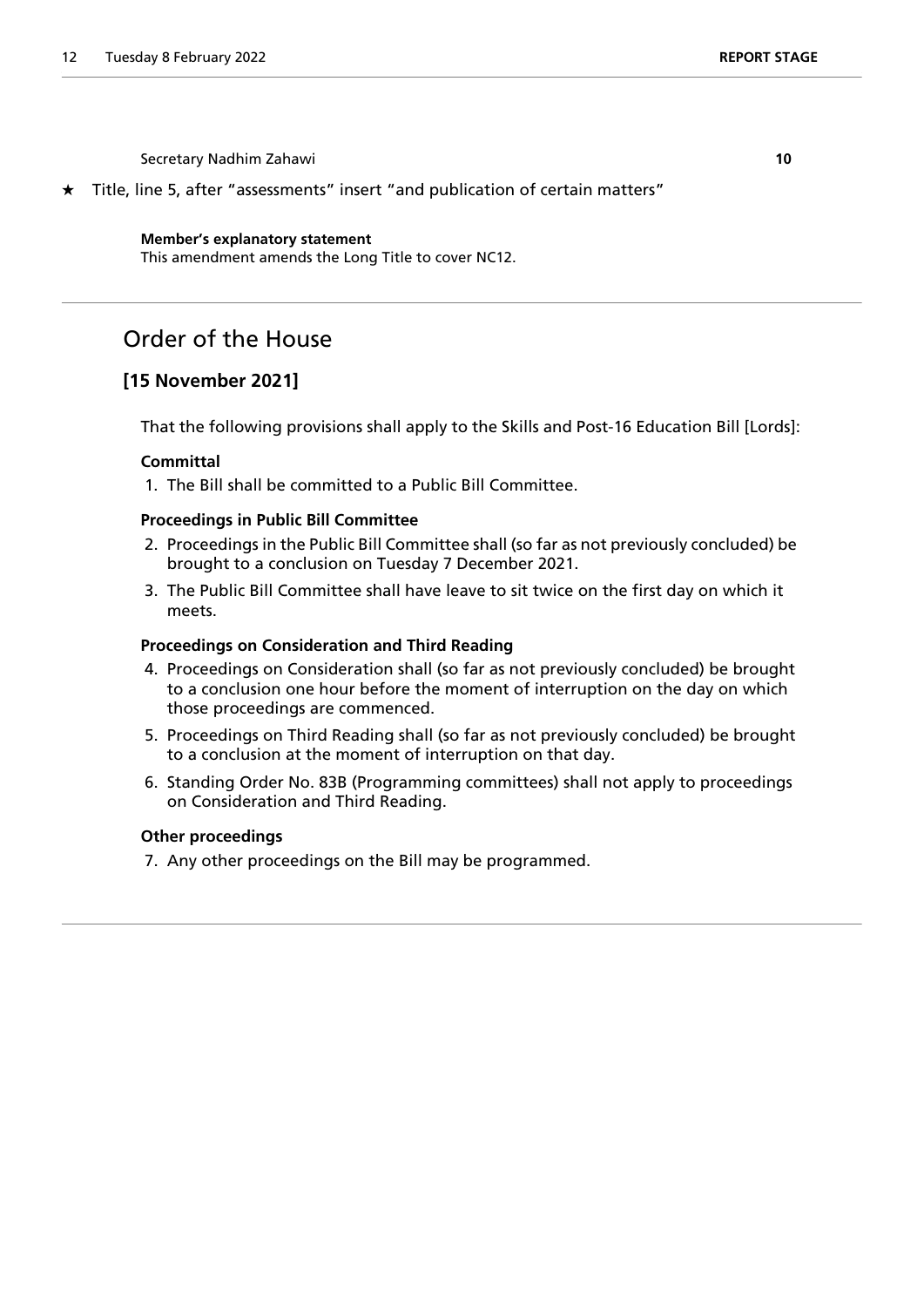Secretary Nadhim Zahawi **10**

★ Title, line 5, after "assessments" insert "and publication of certain matters"

**Member's explanatory statement**
This amendment amends the Long Title to cover NC12.

## Order of the House

### [15 November 2021]

That the following provisions shall apply to the Skills and Post-16 Education Bill [Lords]:

**Committal**

1. The Bill shall be committed to a Public Bill Committee.

**Proceedings in Public Bill Committee**

2. Proceedings in the Public Bill Committee shall (so far as not previously concluded) be brought to a conclusion on Tuesday 7 December 2021.
3. The Public Bill Committee shall have leave to sit twice on the first day on which it meets.

**Proceedings on Consideration and Third Reading**

4. Proceedings on Consideration shall (so far as not previously concluded) be brought to a conclusion one hour before the moment of interruption on the day on which those proceedings are commenced.
5. Proceedings on Third Reading shall (so far as not previously concluded) be brought to a conclusion at the moment of interruption on that day.
6. Standing Order No. 83B (Programming committees) shall not apply to proceedings on Consideration and Third Reading.

**Other proceedings**

7. Any other proceedings on the Bill may be programmed.